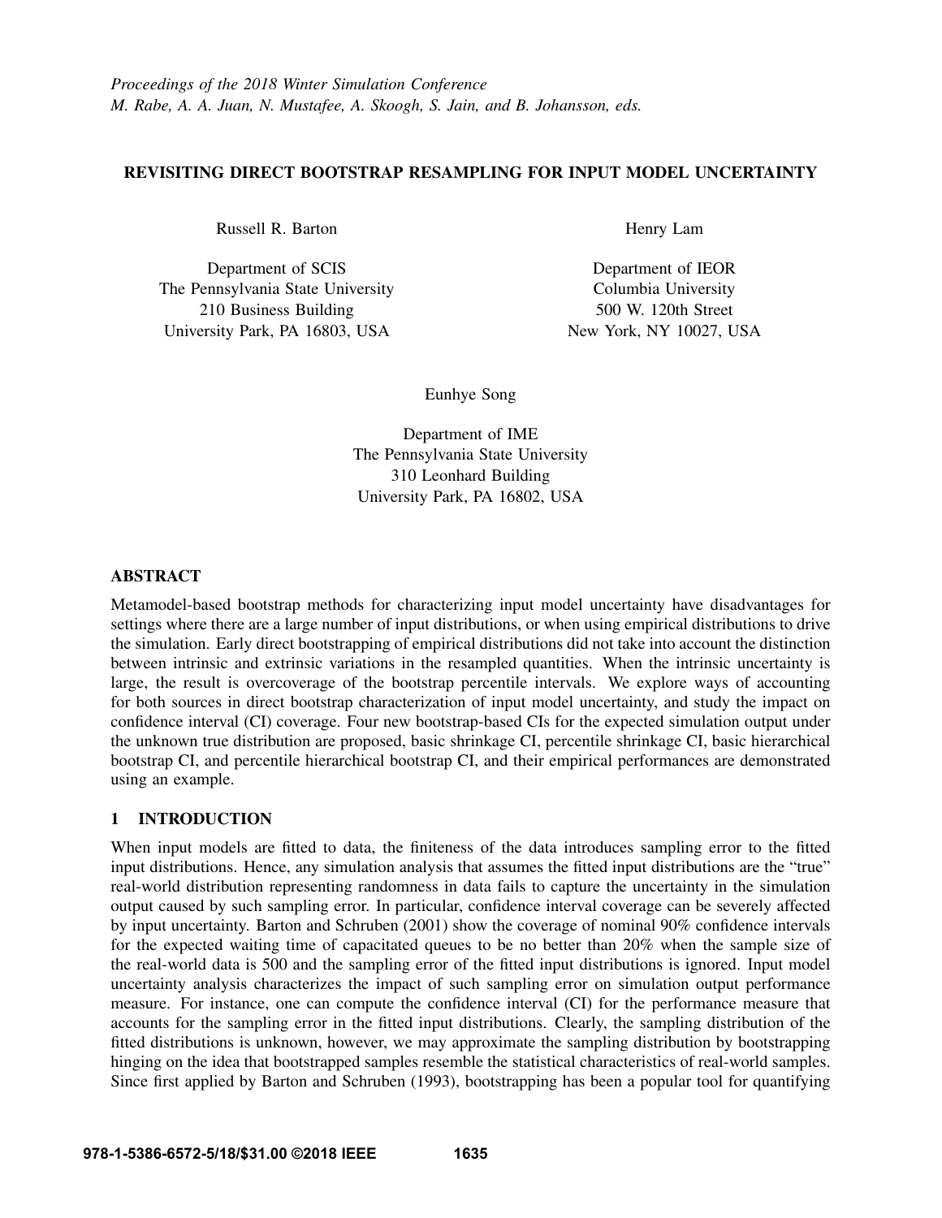*Proceedings of the 2018 Winter Simulation Conference*
*M. Rabe, A. A. Juan, N. Mustafee, A. Skoogh, S. Jain, and B. Johansson, eds.*

# REVISITING DIRECT BOOTSTRAP RESAMPLING FOR INPUT MODEL UNCERTAINTY

Russell R. Barton

Department of SCIS
The Pennsylvania State University
210 Business Building
University Park, PA 16803, USA

Henry Lam

Department of IEOR
Columbia University
500 W. 120th Street
New York, NY 10027, USA

Eunhye Song

Department of IME
The Pennsylvania State University
310 Leonhard Building
University Park, PA 16802, USA

## ABSTRACT

Metamodel-based bootstrap methods for characterizing input model uncertainty have disadvantages for settings where there are a large number of input distributions, or when using empirical distributions to drive the simulation. Early direct bootstrapping of empirical distributions did not take into account the distinction between intrinsic and extrinsic variations in the resampled quantities. When the intrinsic uncertainty is large, the result is overcoverage of the bootstrap percentile intervals. We explore ways of accounting for both sources in direct bootstrap characterization of input model uncertainty, and study the impact on confidence interval (CI) coverage. Four new bootstrap-based CIs for the expected simulation output under the unknown true distribution are proposed, basic shrinkage CI, percentile shrinkage CI, basic hierarchical bootstrap CI, and percentile hierarchical bootstrap CI, and their empirical performances are demonstrated using an example.

## 1 INTRODUCTION

When input models are fitted to data, the finiteness of the data introduces sampling error to the fitted input distributions. Hence, any simulation analysis that assumes the fitted input distributions are the "true" real-world distribution representing randomness in data fails to capture the uncertainty in the simulation output caused by such sampling error. In particular, confidence interval coverage can be severely affected by input uncertainty. Barton and Schruben (2001) show the coverage of nominal 90% confidence intervals for the expected waiting time of capacitated queues to be no better than 20% when the sample size of the real-world data is 500 and the sampling error of the fitted input distributions is ignored. Input model uncertainty analysis characterizes the impact of such sampling error on simulation output performance measure. For instance, one can compute the confidence interval (CI) for the performance measure that accounts for the sampling error in the fitted input distributions. Clearly, the sampling distribution of the fitted distributions is unknown, however, we may approximate the sampling distribution by bootstrapping hinging on the idea that bootstrapped samples resemble the statistical characteristics of real-world samples. Since first applied by Barton and Schruben (1993), bootstrapping has been a popular tool for quantifying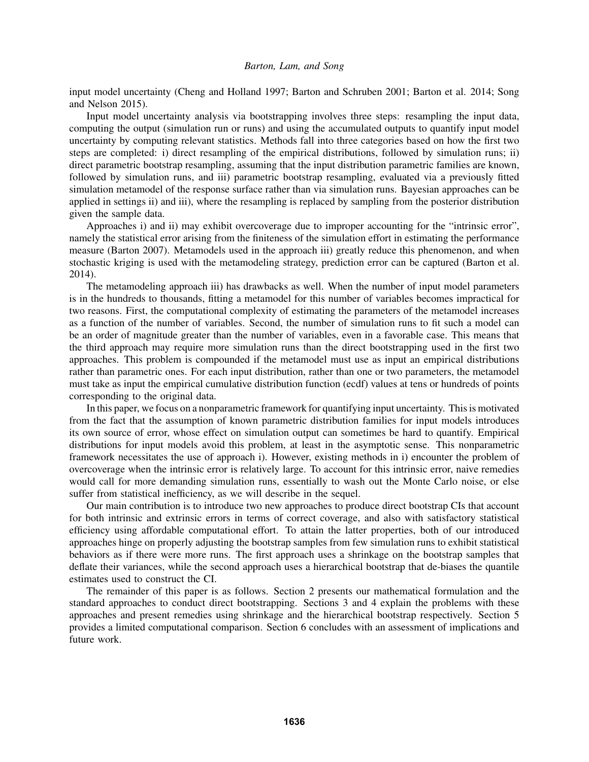input model uncertainty (Cheng and Holland 1997; Barton and Schruben 2001; Barton et al. 2014; Song and Nelson 2015).

Input model uncertainty analysis via bootstrapping involves three steps: resampling the input data, computing the output (simulation run or runs) and using the accumulated outputs to quantify input model uncertainty by computing relevant statistics. Methods fall into three categories based on how the first two steps are completed: i) direct resampling of the empirical distributions, followed by simulation runs; ii) direct parametric bootstrap resampling, assuming that the input distribution parametric families are known, followed by simulation runs, and iii) parametric bootstrap resampling, evaluated via a previously fitted simulation metamodel of the response surface rather than via simulation runs. Bayesian approaches can be applied in settings ii) and iii), where the resampling is replaced by sampling from the posterior distribution given the sample data.

Approaches i) and ii) may exhibit overcoverage due to improper accounting for the "intrinsic error", namely the statistical error arising from the finiteness of the simulation effort in estimating the performance measure (Barton 2007). Metamodels used in the approach iii) greatly reduce this phenomenon, and when stochastic kriging is used with the metamodeling strategy, prediction error can be captured (Barton et al. 2014).

The metamodeling approach iii) has drawbacks as well. When the number of input model parameters is in the hundreds to thousands, fitting a metamodel for this number of variables becomes impractical for two reasons. First, the computational complexity of estimating the parameters of the metamodel increases as a function of the number of variables. Second, the number of simulation runs to fit such a model can be an order of magnitude greater than the number of variables, even in a favorable case. This means that the third approach may require more simulation runs than the direct bootstrapping used in the first two approaches. This problem is compounded if the metamodel must use as input an empirical distributions rather than parametric ones. For each input distribution, rather than one or two parameters, the metamodel must take as input the empirical cumulative distribution function (ecdf) values at tens or hundreds of points corresponding to the original data.

In this paper, we focus on a nonparametric framework for quantifying input uncertainty. This is motivated from the fact that the assumption of known parametric distribution families for input models introduces its own source of error, whose effect on simulation output can sometimes be hard to quantify. Empirical distributions for input models avoid this problem, at least in the asymptotic sense. This nonparametric framework necessitates the use of approach i). However, existing methods in i) encounter the problem of overcoverage when the intrinsic error is relatively large. To account for this intrinsic error, naive remedies would call for more demanding simulation runs, essentially to wash out the Monte Carlo noise, or else suffer from statistical inefficiency, as we will describe in the sequel.

Our main contribution is to introduce two new approaches to produce direct bootstrap CIs that account for both intrinsic and extrinsic errors in terms of correct coverage, and also with satisfactory statistical efficiency using affordable computational effort. To attain the latter properties, both of our introduced approaches hinge on properly adjusting the bootstrap samples from few simulation runs to exhibit statistical behaviors as if there were more runs. The first approach uses a shrinkage on the bootstrap samples that deflate their variances, while the second approach uses a hierarchical bootstrap that de-biases the quantile estimates used to construct the CI.

The remainder of this paper is as follows. Section 2 presents our mathematical formulation and the standard approaches to conduct direct bootstrapping. Sections 3 and 4 explain the problems with these approaches and present remedies using shrinkage and the hierarchical bootstrap respectively. Section 5 provides a limited computational comparison. Section 6 concludes with an assessment of implications and future work.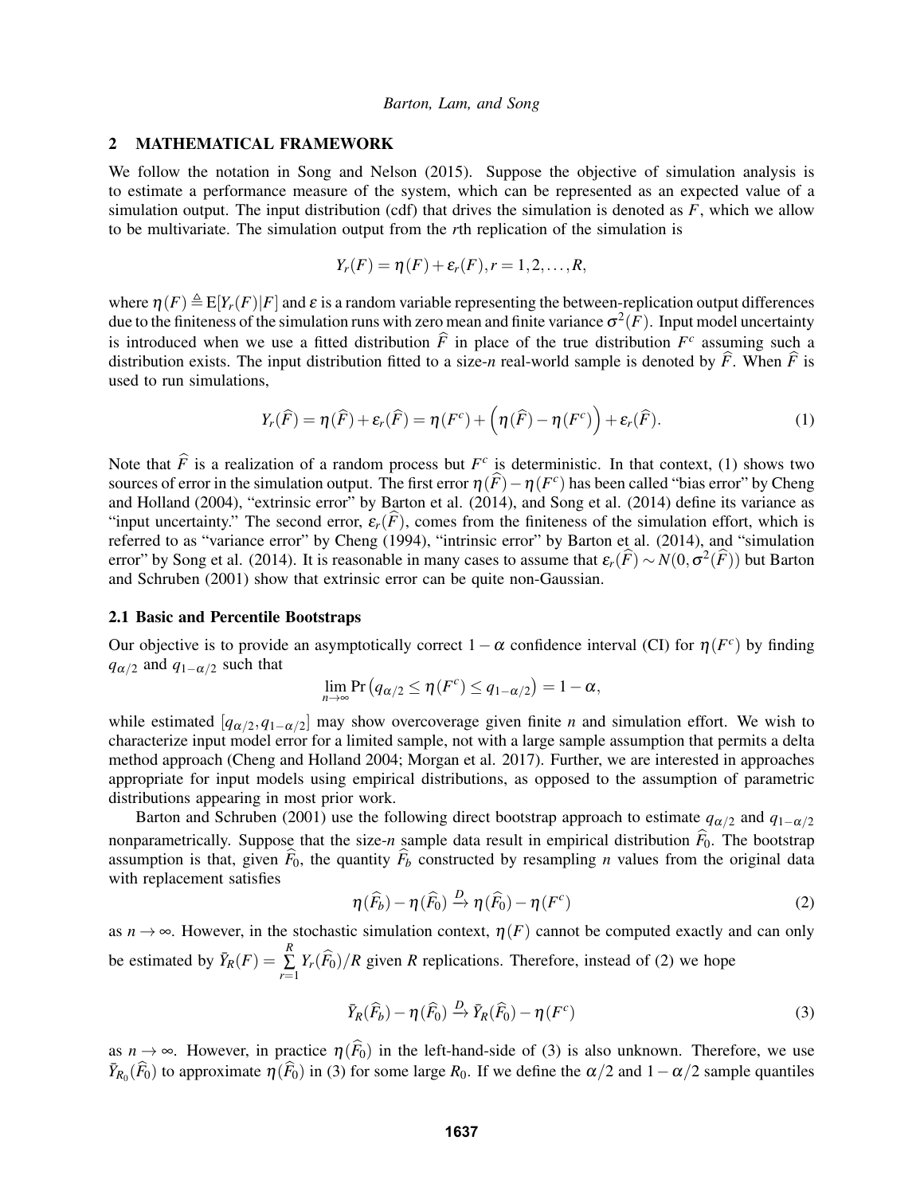## 2 MATHEMATICAL FRAMEWORK

We follow the notation in Song and Nelson (2015). Suppose the objective of simulation analysis is to estimate a performance measure of the system, which can be represented as an expected value of a simulation output. The input distribution (cdf) that drives the simulation is denoted as $F$, which we allow to be multivariate. The simulation output from the $r$th replication of the simulation is

$$Y_r(F) = \eta(F) + \varepsilon_r(F), r = 1, 2, \ldots, R,$$

where $\eta(F) \triangleq \mathrm{E}[Y_r(F)|F]$ and $\varepsilon$ is a random variable representing the between-replication output differences due to the finiteness of the simulation runs with zero mean and finite variance $\sigma^2(F)$. Input model uncertainty is introduced when we use a fitted distribution $\widehat{F}$ in place of the true distribution $F^c$ assuming such a distribution exists. The input distribution fitted to a size-$n$ real-world sample is denoted by $\widehat{F}$. When $\widehat{F}$ is used to run simulations,

$$Y_r(\widehat{F}) = \eta(\widehat{F}) + \varepsilon_r(\widehat{F}) = \eta(F^c) + \left(\eta(\widehat{F}) - \eta(F^c)\right) + \varepsilon_r(\widehat{F}). \tag{1}$$

Note that $\widehat{F}$ is a realization of a random process but $F^c$ is deterministic. In that context, (1) shows two sources of error in the simulation output. The first error $\eta(\widehat{F}) - \eta(F^c)$ has been called "bias error" by Cheng and Holland (2004), "extrinsic error" by Barton et al. (2014), and Song et al. (2014) define its variance as "input uncertainty." The second error, $\varepsilon_r(\widehat{F})$, comes from the finiteness of the simulation effort, which is referred to as "variance error" by Cheng (1994), "intrinsic error" by Barton et al. (2014), and "simulation error" by Song et al. (2014). It is reasonable in many cases to assume that $\varepsilon_r(\widehat{F}) \sim N(0, \sigma^2(\widehat{F}))$ but Barton and Schruben (2001) show that extrinsic error can be quite non-Gaussian.

### 2.1 Basic and Percentile Bootstraps

Our objective is to provide an asymptotically correct $1-\alpha$ confidence interval (CI) for $\eta(F^c)$ by finding $q_{\alpha/2}$ and $q_{1-\alpha/2}$ such that

$$\lim_{n\to\infty} \Pr\left(q_{\alpha/2} \le \eta(F^c) \le q_{1-\alpha/2}\right) = 1-\alpha,$$

while estimated $[q_{\alpha/2}, q_{1-\alpha/2}]$ may show overcoverage given finite $n$ and simulation effort. We wish to characterize input model error for a limited sample, not with a large sample assumption that permits a delta method approach (Cheng and Holland 2004; Morgan et al. 2017). Further, we are interested in approaches appropriate for input models using empirical distributions, as opposed to the assumption of parametric distributions appearing in most prior work.

Barton and Schruben (2001) use the following direct bootstrap approach to estimate $q_{\alpha/2}$ and $q_{1-\alpha/2}$ nonparametrically. Suppose that the size-$n$ sample data result in empirical distribution $\widehat{F}_0$. The bootstrap assumption is that, given $\widehat{F}_0$, the quantity $\widehat{F}_b$ constructed by resampling $n$ values from the original data with replacement satisfies

$$\eta(\widehat{F}_b) - \eta(\widehat{F}_0) \xrightarrow{D} \eta(\widehat{F}_0) - \eta(F^c) \tag{2}$$

as $n \to \infty$. However, in the stochastic simulation context, $\eta(F)$ cannot be computed exactly and can only be estimated by $\bar{Y}_R(F) = \sum_{r=1}^{R} Y_r(\widehat{F}_0)/R$ given $R$ replications. Therefore, instead of (2) we hope

$$\bar{Y}_R(\widehat{F}_b) - \eta(\widehat{F}_0) \xrightarrow{D} \bar{Y}_R(\widehat{F}_0) - \eta(F^c) \tag{3}$$

as $n \to \infty$. However, in practice $\eta(\widehat{F}_0)$ in the left-hand-side of (3) is also unknown. Therefore, we use $\bar{Y}_{R_0}(\widehat{F}_0)$ to approximate $\eta(\widehat{F}_0)$ in (3) for some large $R_0$. If we define the $\alpha/2$ and $1-\alpha/2$ sample quantiles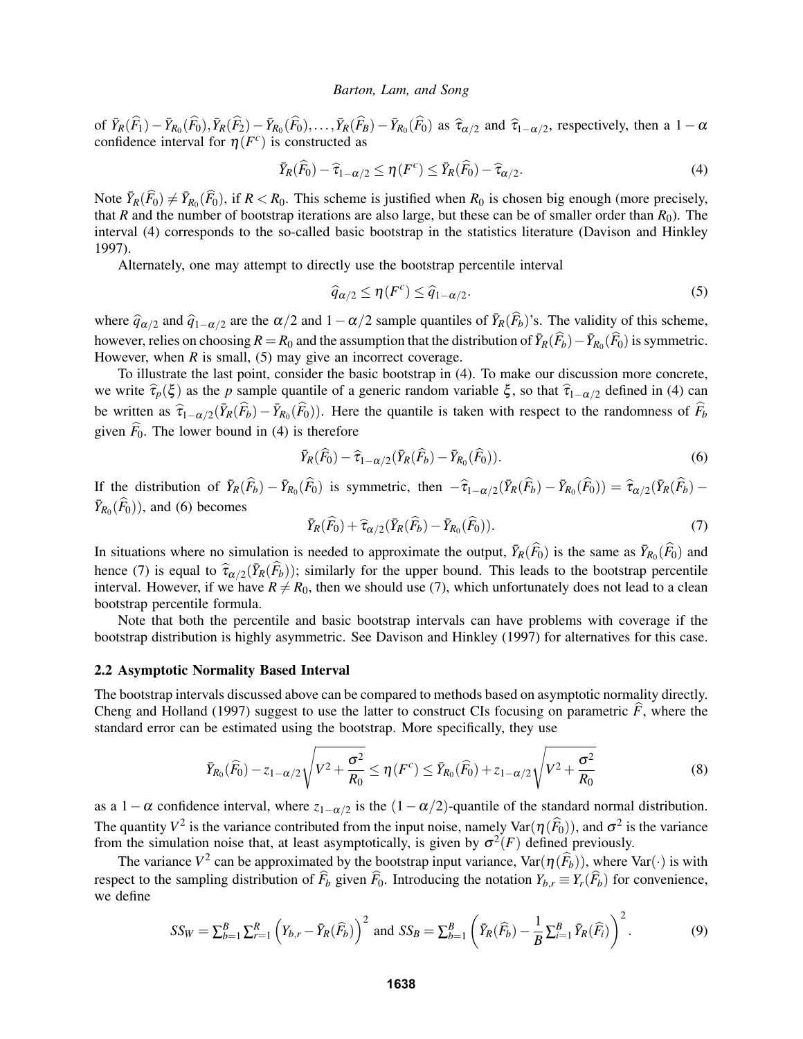of $\bar{Y}_R(\widehat{F}_1) - \bar{Y}_{R_0}(\widehat{F}_0), \bar{Y}_R(\widehat{F}_2) - \bar{Y}_{R_0}(\widehat{F}_0), \ldots, \bar{Y}_R(\widehat{F}_B) - \bar{Y}_{R_0}(\widehat{F}_0)$ as $\widehat{\tau}_{\alpha/2}$ and $\widehat{\tau}_{1-\alpha/2}$, respectively, then a $1-\alpha$ confidence interval for $\eta(F^c)$ is constructed as

$$\bar{Y}_R(\widehat{F}_0) - \widehat{\tau}_{1-\alpha/2} \leq \eta(F^c) \leq \bar{Y}_R(\widehat{F}_0) - \widehat{\tau}_{\alpha/2}. \tag{4}$$

Note $\bar{Y}_R(\widehat{F}_0) \neq \bar{Y}_{R_0}(\widehat{F}_0)$, if $R < R_0$. This scheme is justified when $R_0$ is chosen big enough (more precisely, that $R$ and the number of bootstrap iterations are also large, but these can be of smaller order than $R_0$). The interval (4) corresponds to the so-called basic bootstrap in the statistics literature (Davison and Hinkley 1997).

Alternately, one may attempt to directly use the bootstrap percentile interval

$$\widehat{q}_{\alpha/2} \leq \eta(F^c) \leq \widehat{q}_{1-\alpha/2}. \tag{5}$$

where $\widehat{q}_{\alpha/2}$ and $\widehat{q}_{1-\alpha/2}$ are the $\alpha/2$ and $1-\alpha/2$ sample quantiles of $\bar{Y}_R(\widehat{F}_b)$'s. The validity of this scheme, however, relies on choosing $R = R_0$ and the assumption that the distribution of $\bar{Y}_R(\widehat{F}_b) - \bar{Y}_{R_0}(\widehat{F}_0)$ is symmetric. However, when $R$ is small, (5) may give an incorrect coverage.

To illustrate the last point, consider the basic bootstrap in (4). To make our discussion more concrete, we write $\widehat{\tau}_p(\xi)$ as the $p$ sample quantile of a generic random variable $\xi$, so that $\widehat{\tau}_{1-\alpha/2}$ defined in (4) can be written as $\widehat{\tau}_{1-\alpha/2}(\bar{Y}_R(\widehat{F}_b) - \bar{Y}_{R_0}(\widehat{F}_0))$. Here the quantile is taken with respect to the randomness of $\widehat{F}_b$ given $\widehat{F}_0$. The lower bound in (4) is therefore

$$\bar{Y}_R(\widehat{F}_0) - \widehat{\tau}_{1-\alpha/2}(\bar{Y}_R(\widehat{F}_b) - \bar{Y}_{R_0}(\widehat{F}_0)). \tag{6}$$

If the distribution of $\bar{Y}_R(\widehat{F}_b) - \bar{Y}_{R_0}(\widehat{F}_0)$ is symmetric, then $-\widehat{\tau}_{1-\alpha/2}(\bar{Y}_R(\widehat{F}_b) - \bar{Y}_{R_0}(\widehat{F}_0)) = \widehat{\tau}_{\alpha/2}(\bar{Y}_R(\widehat{F}_b) - \bar{Y}_{R_0}(\widehat{F}_0))$, and (6) becomes

$$\bar{Y}_R(\widehat{F}_0) + \widehat{\tau}_{\alpha/2}(\bar{Y}_R(\widehat{F}_b) - \bar{Y}_{R_0}(\widehat{F}_0)). \tag{7}$$

In situations where no simulation is needed to approximate the output, $\bar{Y}_R(\widehat{F}_0)$ is the same as $\bar{Y}_{R_0}(\widehat{F}_0)$ and hence (7) is equal to $\widehat{\tau}_{\alpha/2}(\bar{Y}_R(\widehat{F}_b))$; similarly for the upper bound. This leads to the bootstrap percentile interval. However, if we have $R \neq R_0$, then we should use (7), which unfortunately does not lead to a clean bootstrap percentile formula.

Note that both the percentile and basic bootstrap intervals can have problems with coverage if the bootstrap distribution is highly asymmetric. See Davison and Hinkley (1997) for alternatives for this case.

### 2.2 Asymptotic Normality Based Interval

The bootstrap intervals discussed above can be compared to methods based on asymptotic normality directly. Cheng and Holland (1997) suggest to use the latter to construct CIs focusing on parametric $\widehat{F}$, where the standard error can be estimated using the bootstrap. More specifically, they use

$$\bar{Y}_{R_0}(\widehat{F}_0) - z_{1-\alpha/2}\sqrt{V^2 + \frac{\sigma^2}{R_0}} \leq \eta(F^c) \leq \bar{Y}_{R_0}(\widehat{F}_0) + z_{1-\alpha/2}\sqrt{V^2 + \frac{\sigma^2}{R_0}} \tag{8}$$

as a $1-\alpha$ confidence interval, where $z_{1-\alpha/2}$ is the $(1-\alpha/2)$-quantile of the standard normal distribution. The quantity $V^2$ is the variance contributed from the input noise, namely $\mathrm{Var}(\eta(\widehat{F}_0))$, and $\sigma^2$ is the variance from the simulation noise that, at least asymptotically, is given by $\sigma^2(F)$ defined previously.

The variance $V^2$ can be approximated by the bootstrap input variance, $\mathrm{Var}(\eta(\widehat{F}_b))$, where $\mathrm{Var}(\cdot)$ is with respect to the sampling distribution of $\widehat{F}_b$ given $\widehat{F}_0$. Introducing the notation $Y_{b,r} \equiv Y_r(\widehat{F}_b)$ for convenience, we define

$$SS_W = \sum_{b=1}^{B}\sum_{r=1}^{R}\left(Y_{b,r} - \bar{Y}_R(\widehat{F}_b)\right)^2 \text{ and } SS_B = \sum_{b=1}^{B}\left(\bar{Y}_R(\widehat{F}_b) - \frac{1}{B}\sum_{i=1}^{B}\bar{Y}_R(\widehat{F}_i)\right)^2. \tag{9}$$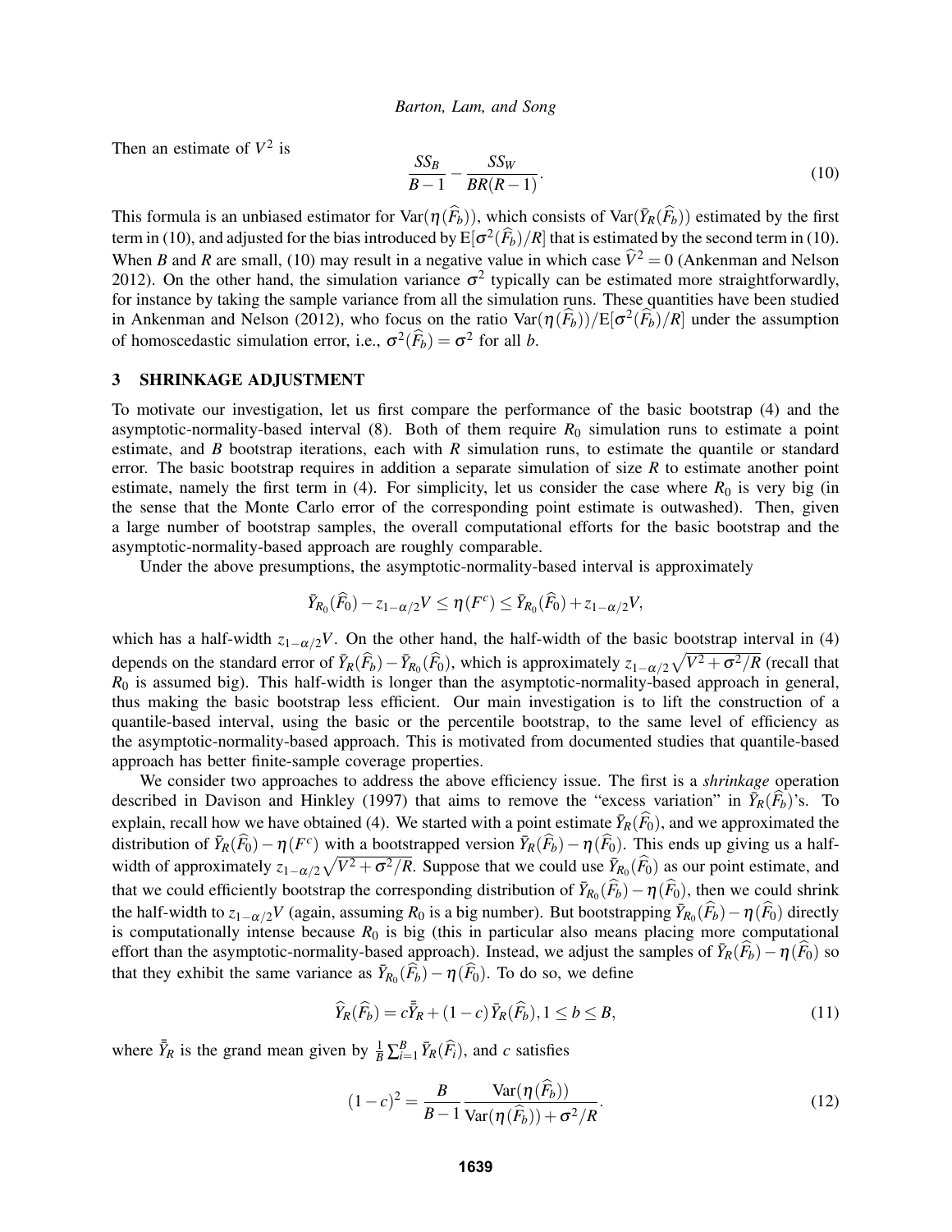Then an estimate of $V^2$ is

$$\frac{SS_B}{B-1} - \frac{SS_W}{BR(R-1)}. \tag{10}$$

This formula is an unbiased estimator for $\mathrm{Var}(\eta(\widehat{F}_b))$, which consists of $\mathrm{Var}(\bar{Y}_R(\widehat{F}_b))$ estimated by the first term in (10), and adjusted for the bias introduced by $\mathrm{E}[\sigma^2(\widehat{F}_b)/R]$ that is estimated by the second term in (10). When $B$ and $R$ are small, (10) may result in a negative value in which case $\widehat{V}^2 = 0$ (Ankenman and Nelson 2012). On the other hand, the simulation variance $\sigma^2$ typically can be estimated more straightforwardly, for instance by taking the sample variance from all the simulation runs. These quantities have been studied in Ankenman and Nelson (2012), who focus on the ratio $\mathrm{Var}(\eta(\widehat{F}_b))/\mathrm{E}[\sigma^2(\widehat{F}_b)/R]$ under the assumption of homoscedastic simulation error, i.e., $\sigma^2(\widehat{F}_b) = \sigma^2$ for all $b$.

## 3 SHRINKAGE ADJUSTMENT

To motivate our investigation, let us first compare the performance of the basic bootstrap (4) and the asymptotic-normality-based interval (8). Both of them require $R_0$ simulation runs to estimate a point estimate, and $B$ bootstrap iterations, each with $R$ simulation runs, to estimate the quantile or standard error. The basic bootstrap requires in addition a separate simulation of size $R$ to estimate another point estimate, namely the first term in (4). For simplicity, let us consider the case where $R_0$ is very big (in the sense that the Monte Carlo error of the corresponding point estimate is outwashed). Then, given a large number of bootstrap samples, the overall computational efforts for the basic bootstrap and the asymptotic-normality-based approach are roughly comparable.

Under the above presumptions, the asymptotic-normality-based interval is approximately

$$\bar{Y}_{R_0}(\widehat{F}_0) - z_{1-\alpha/2}V \leq \eta(F^c) \leq \bar{Y}_{R_0}(\widehat{F}_0) + z_{1-\alpha/2}V,$$

which has a half-width $z_{1-\alpha/2}V$. On the other hand, the half-width of the basic bootstrap interval in (4) depends on the standard error of $\bar{Y}_R(\widehat{F}_b) - \bar{Y}_{R_0}(\widehat{F}_0)$, which is approximately $z_{1-\alpha/2}\sqrt{V^2 + \sigma^2/R}$ (recall that $R_0$ is assumed big). This half-width is longer than the asymptotic-normality-based approach in general, thus making the basic bootstrap less efficient. Our main investigation is to lift the construction of a quantile-based interval, using the basic or the percentile bootstrap, to the same level of efficiency as the asymptotic-normality-based approach. This is motivated from documented studies that quantile-based approach has better finite-sample coverage properties.

We consider two approaches to address the above efficiency issue. The first is a *shrinkage* operation described in Davison and Hinkley (1997) that aims to remove the "excess variation" in $\bar{Y}_R(\widehat{F}_b)$'s. To explain, recall how we have obtained (4). We started with a point estimate $\bar{Y}_R(\widehat{F}_0)$, and we approximated the distribution of $\bar{Y}_R(\widehat{F}_0) - \eta(F^c)$ with a bootstrapped version $\bar{Y}_R(\widehat{F}_b) - \eta(\widehat{F}_0)$. This ends up giving us a half-width of approximately $z_{1-\alpha/2}\sqrt{V^2 + \sigma^2/R}$. Suppose that we could use $\bar{Y}_{R_0}(\widehat{F}_0)$ as our point estimate, and that we could efficiently bootstrap the corresponding distribution of $\bar{Y}_{R_0}(\widehat{F}_b) - \eta(\widehat{F}_0)$, then we could shrink the half-width to $z_{1-\alpha/2}V$ (again, assuming $R_0$ is a big number). But bootstrapping $\bar{Y}_{R_0}(\widehat{F}_b) - \eta(\widehat{F}_0)$ directly is computationally intense because $R_0$ is big (this in particular also means placing more computational effort than the asymptotic-normality-based approach). Instead, we adjust the samples of $\bar{Y}_R(\widehat{F}_b) - \eta(\widehat{F}_0)$ so that they exhibit the same variance as $\bar{Y}_{R_0}(\widehat{F}_b) - \eta(\widehat{F}_0)$. To do so, we define

$$\widehat{Y}_R(\widehat{F}_b) = c\bar{\bar{Y}}_R + (1-c)\bar{Y}_R(\widehat{F}_b), 1 \leq b \leq B, \tag{11}$$

where $\bar{\bar{Y}}_R$ is the grand mean given by $\frac{1}{B}\sum_{i=1}^{B}\bar{Y}_R(\widehat{F}_i)$, and $c$ satisfies

$$(1-c)^2 = \frac{B}{B-1}\frac{\mathrm{Var}(\eta(\widehat{F}_b))}{\mathrm{Var}(\eta(\widehat{F}_b)) + \sigma^2/R}. \tag{12}$$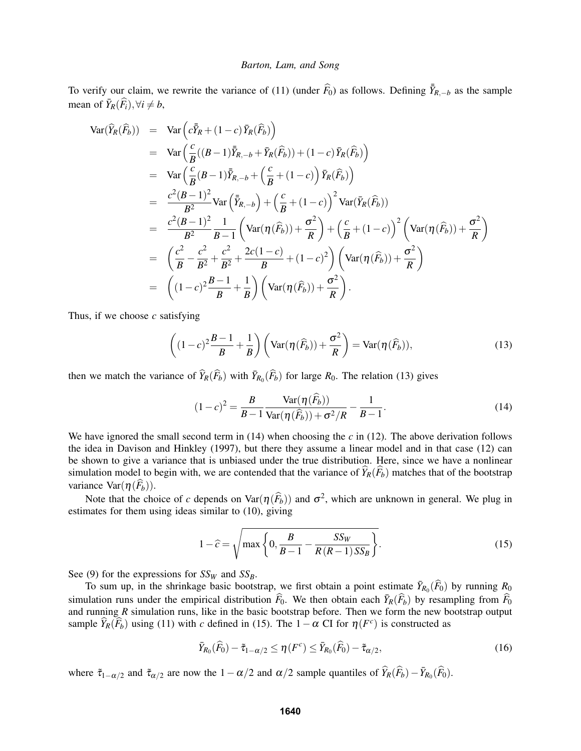To verify our claim, we rewrite the variance of (11) (under $\widehat{F}_0$) as follows. Defining $\bar{\bar{Y}}_{R,-b}$ as the sample mean of $\bar{Y}_R(\widehat{F}_i), \forall i \neq b$,

$$
\begin{aligned}
\mathrm{Var}(\widehat{Y}_R(\widehat{F}_b)) &= \mathrm{Var}\left(c\bar{\bar{Y}}_R + (1-c)\bar{Y}_R(\widehat{F}_b)\right) \\
&= \mathrm{Var}\left(\frac{c}{B}((B-1)\bar{\bar{Y}}_{R,-b} + \bar{Y}_R(\widehat{F}_b)) + (1-c)\bar{Y}_R(\widehat{F}_b)\right) \\
&= \mathrm{Var}\left(\frac{c}{B}(B-1)\bar{\bar{Y}}_{R,-b} + \left(\frac{c}{B} + (1-c)\right)\bar{Y}_R(\widehat{F}_b)\right) \\
&= \frac{c^2(B-1)^2}{B^2}\mathrm{Var}\left(\bar{\bar{Y}}_{R,-b}\right) + \left(\frac{c}{B} + (1-c)\right)^2 \mathrm{Var}(\bar{Y}_R(\widehat{F}_b)) \\
&= \frac{c^2(B-1)^2}{B^2}\frac{1}{B-1}\left(\mathrm{Var}(\eta(\widehat{F}_b)) + \frac{\sigma^2}{R}\right) + \left(\frac{c}{B} + (1-c)\right)^2\left(\mathrm{Var}(\eta(\widehat{F}_b)) + \frac{\sigma^2}{R}\right) \\
&= \left(\frac{c^2}{B} - \frac{c^2}{B^2} + \frac{c^2}{B^2} + \frac{2c(1-c)}{B} + (1-c)^2\right)\left(\mathrm{Var}(\eta(\widehat{F}_b)) + \frac{\sigma^2}{R}\right) \\
&= \left((1-c)^2\frac{B-1}{B} + \frac{1}{B}\right)\left(\mathrm{Var}(\eta(\widehat{F}_b)) + \frac{\sigma^2}{R}\right).
\end{aligned}
$$

Thus, if we choose $c$ satisfying

$$
\left((1-c)^2\frac{B-1}{B} + \frac{1}{B}\right)\left(\mathrm{Var}(\eta(\widehat{F}_b)) + \frac{\sigma^2}{R}\right) = \mathrm{Var}(\eta(\widehat{F}_b)), \tag{13}
$$

then we match the variance of $\widehat{Y}_R(\widehat{F}_b)$ with $\bar{Y}_{R_0}(\widehat{F}_b)$ for large $R_0$. The relation (13) gives

$$
(1-c)^2 = \frac{B}{B-1}\frac{\mathrm{Var}(\eta(\widehat{F}_b))}{\mathrm{Var}(\eta(\widehat{F}_b)) + \sigma^2/R} - \frac{1}{B-1}. \tag{14}
$$

We have ignored the small second term in (14) when choosing the $c$ in (12). The above derivation follows the idea in Davison and Hinkley (1997), but there they assume a linear model and in that case (12) can be shown to give a variance that is unbiased under the true distribution. Here, since we have a nonlinear simulation model to begin with, we are contended that the variance of $\widehat{Y}_R(\widehat{F}_b)$ matches that of the bootstrap variance $\mathrm{Var}(\eta(\widehat{F}_b))$.

Note that the choice of $c$ depends on $\mathrm{Var}(\eta(\widehat{F}_b))$ and $\sigma^2$, which are unknown in general. We plug in estimates for them using ideas similar to (10), giving

$$
1-\widehat{c} = \sqrt{\max\left\{0, \frac{B}{B-1} - \frac{SS_W}{R(R-1)SS_B}\right\}}. \tag{15}
$$

See (9) for the expressions for $SS_W$ and $SS_B$.

To sum up, in the shrinkage basic bootstrap, we first obtain a point estimate $\bar{Y}_{R_0}(\widehat{F}_0)$ by running $R_0$ simulation runs under the empirical distribution $\widehat{F}_0$. We then obtain each $\bar{Y}_R(\widehat{F}_b)$ by resampling from $\widehat{F}_0$ and running $R$ simulation runs, like in the basic bootstrap before. Then we form the new bootstrap output sample $\widehat{Y}_R(\widehat{F}_b)$ using (11) with $c$ defined in (15). The $1-\alpha$ CI for $\eta(F^c)$ is constructed as

$$
\bar{Y}_{R_0}(\widehat{F}_0) - \tilde{\tau}_{1-\alpha/2} \leq \eta(F^c) \leq \bar{Y}_{R_0}(\widehat{F}_0) - \tilde{\tau}_{\alpha/2}, \tag{16}
$$

where $\tilde{\tau}_{1-\alpha/2}$ and $\tilde{\tau}_{\alpha/2}$ are now the $1-\alpha/2$ and $\alpha/2$ sample quantiles of $\widehat{Y}_R(\widehat{F}_b) - \bar{Y}_{R_0}(\widehat{F}_0)$.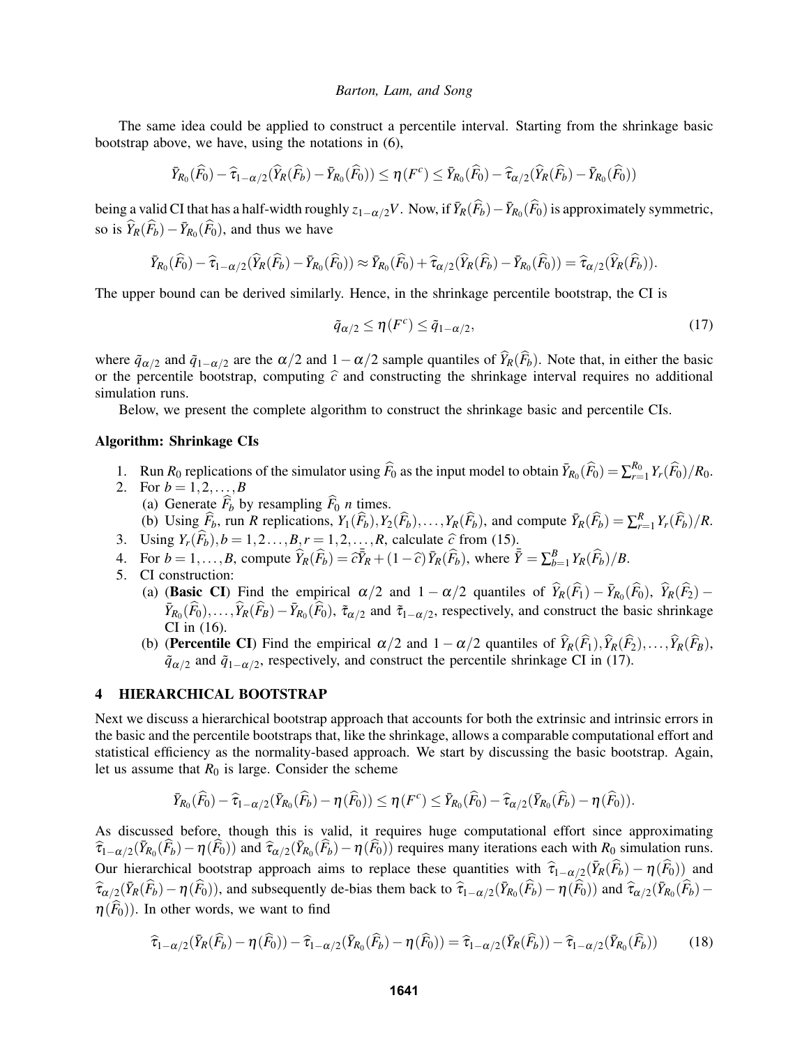The same idea could be applied to construct a percentile interval. Starting from the shrinkage basic bootstrap above, we have, using the notations in (6),

$$\bar{Y}_{R_0}(\widehat{F}_0) - \widehat{\tau}_{1-\alpha/2}(\widehat{Y}_R(\widehat{F}_b) - \bar{Y}_{R_0}(\widehat{F}_0)) \leq \eta(F^c) \leq \bar{Y}_{R_0}(\widehat{F}_0) - \widehat{\tau}_{\alpha/2}(\widehat{Y}_R(\widehat{F}_b) - \bar{Y}_{R_0}(\widehat{F}_0))$$

being a valid CI that has a half-width roughly $z_{1-\alpha/2}V$. Now, if $\bar{Y}_R(\widehat{F}_b) - \bar{Y}_{R_0}(\widehat{F}_0)$ is approximately symmetric, so is $\widehat{Y}_R(\widehat{F}_b) - \bar{Y}_{R_0}(\widehat{F}_0)$, and thus we have

$$\bar{Y}_{R_0}(\widehat{F}_0) - \widehat{\tau}_{1-\alpha/2}(\widehat{Y}_R(\widehat{F}_b) - \bar{Y}_{R_0}(\widehat{F}_0)) \approx \bar{Y}_{R_0}(\widehat{F}_0) + \widehat{\tau}_{\alpha/2}(\widehat{Y}_R(\widehat{F}_b) - \bar{Y}_{R_0}(\widehat{F}_0)) = \widehat{\tau}_{\alpha/2}(\widehat{Y}_R(\widehat{F}_b)).$$

The upper bound can be derived similarly. Hence, in the shrinkage percentile bootstrap, the CI is

$$\tilde{q}_{\alpha/2} \leq \eta(F^c) \leq \tilde{q}_{1-\alpha/2}, \tag{17}$$

where $\tilde{q}_{\alpha/2}$ and $\tilde{q}_{1-\alpha/2}$ are the $\alpha/2$ and $1-\alpha/2$ sample quantiles of $\widehat{Y}_R(\widehat{F}_b)$. Note that, in either the basic or the percentile bootstrap, computing $\widehat{c}$ and constructing the shrinkage interval requires no additional simulation runs.

Below, we present the complete algorithm to construct the shrinkage basic and percentile CIs.

**Algorithm: Shrinkage CIs**

1. Run $R_0$ replications of the simulator using $\widehat{F}_0$ as the input model to obtain $\bar{Y}_{R_0}(\widehat{F}_0) = \sum_{r=1}^{R_0} Y_r(\widehat{F}_0)/R_0$.
2. For $b = 1, 2, \ldots, B$
   (a) Generate $\widehat{F}_b$ by resampling $\widehat{F}_0$ $n$ times.
   (b) Using $\widehat{F}_b$, run $R$ replications, $Y_1(\widehat{F}_b), Y_2(\widehat{F}_b), \ldots, Y_R(\widehat{F}_b)$, and compute $\bar{Y}_R(\widehat{F}_b) = \sum_{r=1}^{R} Y_r(\widehat{F}_b)/R$.
3. Using $Y_r(\widehat{F}_b), b = 1, 2 \ldots, B, r = 1, 2, \ldots, R$, calculate $\widehat{c}$ from (15).
4. For $b = 1, \ldots, B$, compute $\widehat{Y}_R(\widehat{F}_b) = \widehat{c}\bar{\bar{Y}}_R + (1-\widehat{c})\bar{Y}_R(\widehat{F}_b)$, where $\bar{\bar{Y}} = \sum_{b=1}^{B} Y_R(\widehat{F}_b)/B$.
5. CI construction:
   (a) (**Basic CI**) Find the empirical $\alpha/2$ and $1-\alpha/2$ quantiles of $\widehat{Y}_R(\widehat{F}_1) - \bar{Y}_{R_0}(\widehat{F}_0)$, $\widehat{Y}_R(\widehat{F}_2) - \bar{Y}_{R_0}(\widehat{F}_0), \ldots, \widehat{Y}_R(\widehat{F}_B) - \bar{Y}_{R_0}(\widehat{F}_0)$, $\tilde{\tau}_{\alpha/2}$ and $\tilde{\tau}_{1-\alpha/2}$, respectively, and construct the basic shrinkage CI in (16).
   (b) (**Percentile CI**) Find the empirical $\alpha/2$ and $1-\alpha/2$ quantiles of $\widehat{Y}_R(\widehat{F}_1), \widehat{Y}_R(\widehat{F}_2), \ldots, \widehat{Y}_R(\widehat{F}_B)$, $\tilde{q}_{\alpha/2}$ and $\tilde{q}_{1-\alpha/2}$, respectively, and construct the percentile shrinkage CI in (17).

## 4 HIERARCHICAL BOOTSTRAP

Next we discuss a hierarchical bootstrap approach that accounts for both the extrinsic and intrinsic errors in the basic and the percentile bootstraps that, like the shrinkage, allows a comparable computational effort and statistical efficiency as the normality-based approach. We start by discussing the basic bootstrap. Again, let us assume that $R_0$ is large. Consider the scheme

$$\bar{Y}_{R_0}(\widehat{F}_0) - \widehat{\tau}_{1-\alpha/2}(\bar{Y}_{R_0}(\widehat{F}_b) - \eta(\widehat{F}_0)) \leq \eta(F^c) \leq \bar{Y}_{R_0}(\widehat{F}_0) - \widehat{\tau}_{\alpha/2}(\bar{Y}_{R_0}(\widehat{F}_b) - \eta(\widehat{F}_0)).$$

As discussed before, though this is valid, it requires huge computational effort since approximating $\widehat{\tau}_{1-\alpha/2}(\bar{Y}_{R_0}(\widehat{F}_b) - \eta(\widehat{F}_0))$ and $\widehat{\tau}_{\alpha/2}(\bar{Y}_{R_0}(\widehat{F}_b) - \eta(\widehat{F}_0))$ requires many iterations each with $R_0$ simulation runs. Our hierarchical bootstrap approach aims to replace these quantities with $\widehat{\tau}_{1-\alpha/2}(\bar{Y}_R(\widehat{F}_b) - \eta(\widehat{F}_0))$ and $\widehat{\tau}_{\alpha/2}(\bar{Y}_R(\widehat{F}_b) - \eta(\widehat{F}_0))$, and subsequently de-bias them back to $\widehat{\tau}_{1-\alpha/2}(\bar{Y}_{R_0}(\widehat{F}_b) - \eta(\widehat{F}_0))$ and $\widehat{\tau}_{\alpha/2}(\bar{Y}_{R_0}(\widehat{F}_b) - \eta(\widehat{F}_0))$. In other words, we want to find

$$\widehat{\tau}_{1-\alpha/2}(\bar{Y}_R(\widehat{F}_b) - \eta(\widehat{F}_0)) - \widehat{\tau}_{1-\alpha/2}(\bar{Y}_{R_0}(\widehat{F}_b) - \eta(\widehat{F}_0)) = \widehat{\tau}_{1-\alpha/2}(\bar{Y}_R(\widehat{F}_b)) - \widehat{\tau}_{1-\alpha/2}(\bar{Y}_{R_0}(\widehat{F}_b)) \tag{18}$$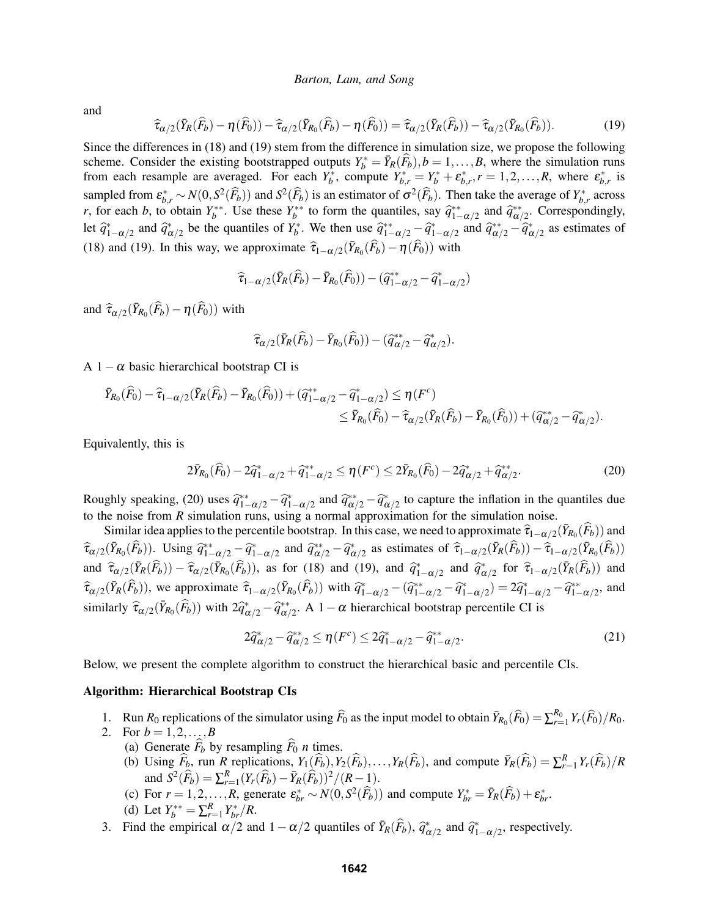and

$$\widehat{\tau}_{\alpha/2}(\bar{Y}_R(\widehat{F}_b) - \eta(\widehat{F}_0)) - \widehat{\tau}_{\alpha/2}(\bar{Y}_{R_0}(\widehat{F}_b) - \eta(\widehat{F}_0)) = \widehat{\tau}_{\alpha/2}(\bar{Y}_R(\widehat{F}_b)) - \widehat{\tau}_{\alpha/2}(\bar{Y}_{R_0}(\widehat{F}_b)). \tag{19}$$

Since the differences in (18) and (19) stem from the difference in simulation size, we propose the following scheme. Consider the existing bootstrapped outputs $Y_b^* = \bar{Y}_R(\widehat{F}_b), b = 1, \ldots, B$, where the simulation runs from each resample are averaged. For each $Y_b^*$, compute $Y_{b,r}^* = Y_b^* + \varepsilon_{b,r}^*, r = 1, 2, \ldots, R$, where $\varepsilon_{b,r}^*$ is sampled from $\varepsilon_{b,r}^* \sim N(0, S^2(\widehat{F}_b))$ and $S^2(\widehat{F}_b)$ is an estimator of $\sigma^2(\widehat{F}_b)$. Then take the average of $Y_{b,r}^*$ across $r$, for each $b$, to obtain $Y_b^{**}$. Use these $Y_b^{**}$ to form the quantiles, say $\widehat{q}_{1-\alpha/2}^{**}$ and $\widehat{q}_{\alpha/2}^{**}$. Correspondingly, let $\widehat{q}_{1-\alpha/2}^*$ and $\widehat{q}_{\alpha/2}^*$ be the quantiles of $Y_b^*$. We then use $\widehat{q}_{1-\alpha/2}^{**} - \widehat{q}_{1-\alpha/2}^*$ and $\widehat{q}_{\alpha/2}^{**} - \widehat{q}_{\alpha/2}^*$ as estimates of (18) and (19). In this way, we approximate $\widehat{\tau}_{1-\alpha/2}(\bar{Y}_{R_0}(\widehat{F}_b) - \eta(\widehat{F}_0))$ with

$$\widehat{\tau}_{1-\alpha/2}(\bar{Y}_R(\widehat{F}_b) - \bar{Y}_{R_0}(\widehat{F}_0)) - (\widehat{q}_{1-\alpha/2}^{**} - \widehat{q}_{1-\alpha/2}^*)$$

and $\widehat{\tau}_{\alpha/2}(\bar{Y}_{R_0}(\widehat{F}_b) - \eta(\widehat{F}_0))$ with

$$\widehat{\tau}_{\alpha/2}(\bar{Y}_R(\widehat{F}_b) - \bar{Y}_{R_0}(\widehat{F}_0)) - (\widehat{q}_{\alpha/2}^{**} - \widehat{q}_{\alpha/2}^*).$$

A $1-\alpha$ basic hierarchical bootstrap CI is

$$\bar{Y}_{R_0}(\widehat{F}_0) - \widehat{\tau}_{1-\alpha/2}(\bar{Y}_R(\widehat{F}_b) - \bar{Y}_{R_0}(\widehat{F}_0)) + (\widehat{q}_{1-\alpha/2}^{**} - \widehat{q}_{1-\alpha/2}^*) \leq \eta(F^c)$$
$$\leq \bar{Y}_{R_0}(\widehat{F}_0) - \widehat{\tau}_{\alpha/2}(\bar{Y}_R(\widehat{F}_b) - \bar{Y}_{R_0}(\widehat{F}_0)) + (\widehat{q}_{\alpha/2}^{**} - \widehat{q}_{\alpha/2}^*).$$

Equivalently, this is

$$2\bar{Y}_{R_0}(\widehat{F}_0) - 2\widehat{q}_{1-\alpha/2}^* + \widehat{q}_{1-\alpha/2}^{**} \leq \eta(F^c) \leq 2\bar{Y}_{R_0}(\widehat{F}_0) - 2\widehat{q}_{\alpha/2}^* + \widehat{q}_{\alpha/2}^{**}. \tag{20}$$

Roughly speaking, (20) uses $\widehat{q}_{1-\alpha/2}^{**} - \widehat{q}_{1-\alpha/2}^*$ and $\widehat{q}_{\alpha/2}^{**} - \widehat{q}_{\alpha/2}^*$ to capture the inflation in the quantiles due to the noise from $R$ simulation runs, using a normal approximation for the simulation noise.

Similar idea applies to the percentile bootstrap. In this case, we need to approximate $\widehat{\tau}_{1-\alpha/2}(\bar{Y}_{R_0}(\widehat{F}_b))$ and $\widehat{\tau}_{\alpha/2}(\bar{Y}_{R_0}(\widehat{F}_b))$. Using $\widehat{q}_{1-\alpha/2}^{**} - \widehat{q}_{1-\alpha/2}^*$ and $\widehat{q}_{\alpha/2}^{**} - \widehat{q}_{\alpha/2}^*$ as estimates of $\widehat{\tau}_{1-\alpha/2}(\bar{Y}_R(\widehat{F}_b)) - \widehat{\tau}_{1-\alpha/2}(\bar{Y}_{R_0}(\widehat{F}_b))$ and $\widehat{\tau}_{\alpha/2}(\bar{Y}_R(\widehat{F}_b)) - \widehat{\tau}_{\alpha/2}(\bar{Y}_{R_0}(\widehat{F}_b))$, as for (18) and (19), and $\widehat{q}_{1-\alpha/2}^*$ and $\widehat{q}_{\alpha/2}^*$ for $\widehat{\tau}_{1-\alpha/2}(\bar{Y}_R(\widehat{F}_b))$ and $\widehat{\tau}_{\alpha/2}(\bar{Y}_R(\widehat{F}_b))$, we approximate $\widehat{\tau}_{1-\alpha/2}(\bar{Y}_{R_0}(\widehat{F}_b))$ with $\widehat{q}_{1-\alpha/2}^* - (\widehat{q}_{1-\alpha/2}^{**} - \widehat{q}_{1-\alpha/2}^*) = 2\widehat{q}_{1-\alpha/2}^* - \widehat{q}_{1-\alpha/2}^{**}$, and similarly $\widehat{\tau}_{\alpha/2}(\bar{Y}_{R_0}(\widehat{F}_b))$ with $2\widehat{q}_{\alpha/2}^* - \widehat{q}_{\alpha/2}^{**}$. A $1-\alpha$ hierarchical bootstrap percentile CI is

$$2\widehat{q}_{\alpha/2}^* - \widehat{q}_{\alpha/2}^{**} \leq \eta(F^c) \leq 2\widehat{q}_{1-\alpha/2}^* - \widehat{q}_{1-\alpha/2}^{**}. \tag{21}$$

Below, we present the complete algorithm to construct the hierarchical basic and percentile CIs.

**Algorithm: Hierarchical Bootstrap CIs**

1. Run $R_0$ replications of the simulator using $\widehat{F}_0$ as the input model to obtain $\bar{Y}_{R_0}(\widehat{F}_0) = \sum_{r=1}^{R_0} Y_r(\widehat{F}_0)/R_0$.
2. For $b = 1, 2, \ldots, B$
   (a) Generate $\widehat{F}_b$ by resampling $\widehat{F}_0$ $n$ times.
   (b) Using $\widehat{F}_b$, run $R$ replications, $Y_1(\widehat{F}_b), Y_2(\widehat{F}_b), \ldots, Y_R(\widehat{F}_b)$, and compute $\bar{Y}_R(\widehat{F}_b) = \sum_{r=1}^{R} Y_r(\widehat{F}_b)/R$ and $S^2(\widehat{F}_b) = \sum_{r=1}^{R}(Y_r(\widehat{F}_b) - \bar{Y}_R(\widehat{F}_b))^2/(R-1)$.
   (c) For $r = 1, 2, \ldots, R$, generate $\varepsilon_{br}^* \sim N(0, S^2(\widehat{F}_b))$ and compute $Y_{br}^* = \bar{Y}_R(\widehat{F}_b) + \varepsilon_{br}^*$.
   (d) Let $Y_b^{**} = \sum_{r=1}^{R} Y_{br}^*/R$.
3. Find the empirical $\alpha/2$ and $1-\alpha/2$ quantiles of $\bar{Y}_R(\widehat{F}_b)$, $\widehat{q}_{\alpha/2}^*$ and $\widehat{q}_{1-\alpha/2}^*$, respectively.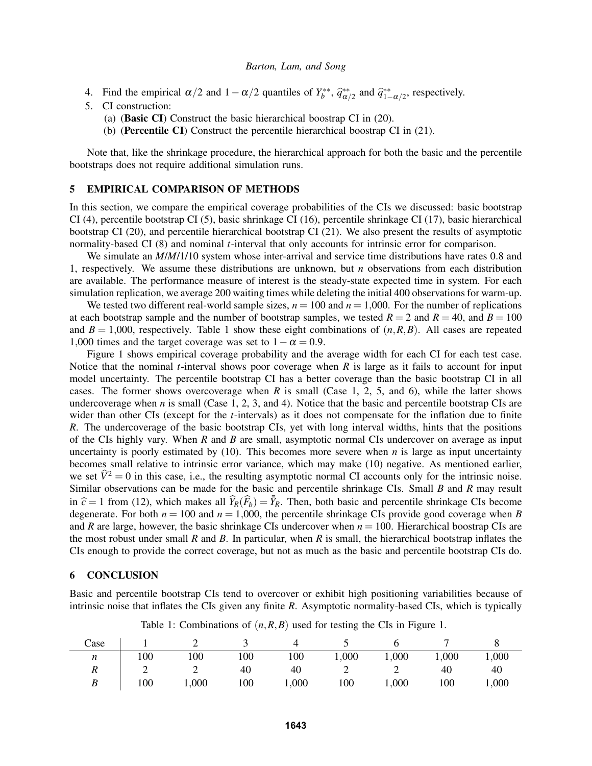4. Find the empirical $\alpha/2$ and $1-\alpha/2$ quantiles of $Y_b^{**}$, $\widehat{q}_{\alpha/2}^{**}$ and $\widehat{q}_{1-\alpha/2}^{**}$, respectively.
5. CI construction:
   (a) (**Basic CI**) Construct the basic hierarchical boostrap CI in (20).
   (b) (**Percentile CI**) Construct the percentile hierarchical boostrap CI in (21).

Note that, like the shrinkage procedure, the hierarchical approach for both the basic and the percentile bootstraps does not require additional simulation runs.

## 5 EMPIRICAL COMPARISON OF METHODS

In this section, we compare the empirical coverage probabilities of the CIs we discussed: basic bootstrap CI (4), percentile bootstrap CI (5), basic shrinkage CI (16), percentile shrinkage CI (17), basic hierarchical bootstrap CI (20), and percentile hierarchical bootstrap CI (21). We also present the results of asymptotic normality-based CI (8) and nominal $t$-interval that only accounts for intrinsic error for comparison.

We simulate an $M/M/1/10$ system whose inter-arrival and service time distributions have rates 0.8 and 1, respectively. We assume these distributions are unknown, but $n$ observations from each distribution are available. The performance measure of interest is the steady-state expected time in system. For each simulation replication, we average 200 waiting times while deleting the initial 400 observations for warm-up.

We tested two different real-world sample sizes, $n = 100$ and $n = 1{,}000$. For the number of replications at each bootstrap sample and the number of bootstrap samples, we tested $R = 2$ and $R = 40$, and $B = 100$ and $B = 1{,}000$, respectively. Table 1 show these eight combinations of $(n,R,B)$. All cases are repeated 1,000 times and the target coverage was set to $1-\alpha = 0.9$.

Figure 1 shows empirical coverage probability and the average width for each CI for each test case. Notice that the nominal $t$-interval shows poor coverage when $R$ is large as it fails to account for input model uncertainty. The percentile bootstrap CI has a better coverage than the basic bootstrap CI in all cases. The former shows overcoverage when $R$ is small (Case 1, 2, 5, and 6), while the latter shows undercoverage when $n$ is small (Case 1, 2, 3, and 4). Notice that the basic and percentile bootstrap CIs are wider than other CIs (except for the $t$-intervals) as it does not compensate for the inflation due to finite $R$. The undercoverage of the basic bootstrap CIs, yet with long interval widths, hints that the positions of the CIs highly vary. When $R$ and $B$ are small, asymptotic normal CIs undercover on average as input uncertainty is poorly estimated by (10). This becomes more severe when $n$ is large as input uncertainty becomes small relative to intrinsic error variance, which may make (10) negative. As mentioned earlier, we set $\widehat{V}^2 = 0$ in this case, i.e., the resulting asymptotic normal CI accounts only for the intrinsic noise. Similar observations can be made for the basic and percentile shrinkage CIs. Small $B$ and $R$ may result in $\widehat{c} = 1$ from (12), which makes all $\widehat{Y}_R(\widehat{F}_b) = \bar{\bar{Y}}_R$. Then, both basic and percentile shrinkage CIs become degenerate. For both $n = 100$ and $n = 1{,}000$, the percentile shrinkage CIs provide good coverage when $B$ and $R$ are large, however, the basic shrinkage CIs undercover when $n = 100$. Hierarchical boostrap CIs are the most robust under small $R$ and $B$. In particular, when $R$ is small, the hierarchical bootstrap inflates the CIs enough to provide the correct coverage, but not as much as the basic and percentile bootstrap CIs do.

## 6 CONCLUSION

Basic and percentile bootstrap CIs tend to overcover or exhibit high positioning variabilities because of intrinsic noise that inflates the CIs given any finite $R$. Asymptotic normality-based CIs, which is typically

Table 1: Combinations of $(n,R,B)$ used for testing the CIs in Figure 1.

| Case | 1 | 2 | 3 | 4 | 5 | 6 | 7 | 8 |
|---|---|---|---|---|---|---|---|---|
| $n$ | 100 | 100 | 100 | 100 | 1,000 | 1,000 | 1,000 | 1,000 |
| $R$ | 2 | 2 | 40 | 40 | 2 | 2 | 40 | 40 |
| $B$ | 100 | 1,000 | 100 | 1,000 | 100 | 1,000 | 100 | 1,000 |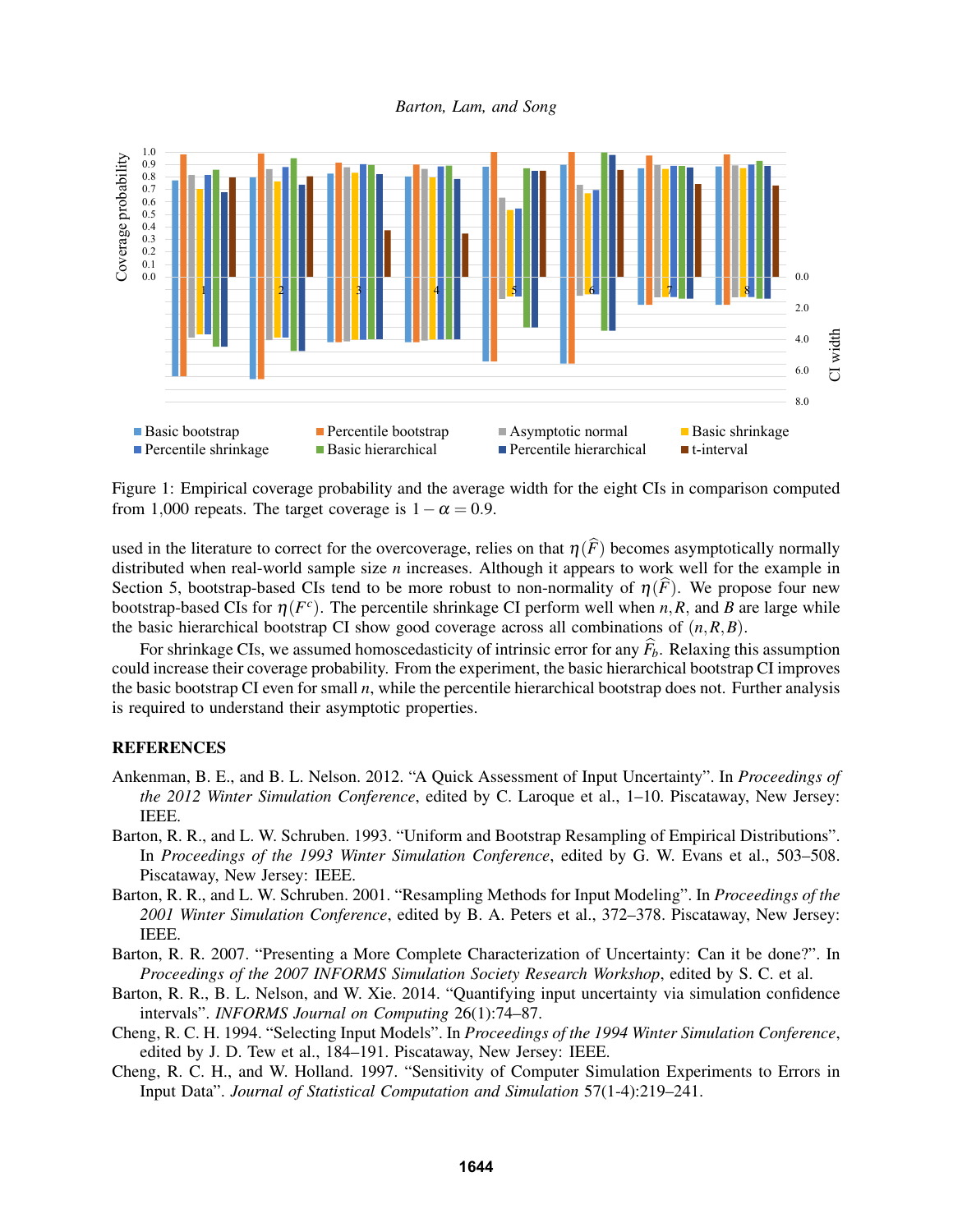Figure 1: Empirical coverage probability and the average width for the eight CIs in comparison computed from 1,000 repeats. The target coverage is $1-\alpha = 0.9$.

used in the literature to correct for the overcoverage, relies on that $\eta(\widehat{F})$ becomes asymptotically normally distributed when real-world sample size $n$ increases. Although it appears to work well for the example in Section 5, bootstrap-based CIs tend to be more robust to non-normality of $\eta(\widehat{F})$. We propose four new bootstrap-based CIs for $\eta(F^c)$. The percentile shrinkage CI perform well when $n, R$, and $B$ are large while the basic hierarchical bootstrap CI show good coverage across all combinations of $(n, R, B)$.

For shrinkage CIs, we assumed homoscedasticity of intrinsic error for any $\widehat{F}_b$. Relaxing this assumption could increase their coverage probability. From the experiment, the basic hierarchical bootstrap CI improves the basic bootstrap CI even for small $n$, while the percentile hierarchical bootstrap does not. Further analysis is required to understand their asymptotic properties.

## REFERENCES

Ankenman, B. E., and B. L. Nelson. 2012. "A Quick Assessment of Input Uncertainty". In *Proceedings of the 2012 Winter Simulation Conference*, edited by C. Laroque et al., 1–10. Piscataway, New Jersey: IEEE.

Barton, R. R., and L. W. Schruben. 1993. "Uniform and Bootstrap Resampling of Empirical Distributions". In *Proceedings of the 1993 Winter Simulation Conference*, edited by G. W. Evans et al., 503–508. Piscataway, New Jersey: IEEE.

Barton, R. R., and L. W. Schruben. 2001. "Resampling Methods for Input Modeling". In *Proceedings of the 2001 Winter Simulation Conference*, edited by B. A. Peters et al., 372–378. Piscataway, New Jersey: IEEE.

Barton, R. R. 2007. "Presenting a More Complete Characterization of Uncertainty: Can it be done?". In *Proceedings of the 2007 INFORMS Simulation Society Research Workshop*, edited by S. C. et al.

Barton, R. R., B. L. Nelson, and W. Xie. 2014. "Quantifying input uncertainty via simulation confidence intervals". *INFORMS Journal on Computing* 26(1):74–87.

Cheng, R. C. H. 1994. "Selecting Input Models". In *Proceedings of the 1994 Winter Simulation Conference*, edited by J. D. Tew et al., 184–191. Piscataway, New Jersey: IEEE.

Cheng, R. C. H., and W. Holland. 1997. "Sensitivity of Computer Simulation Experiments to Errors in Input Data". *Journal of Statistical Computation and Simulation* 57(1-4):219–241.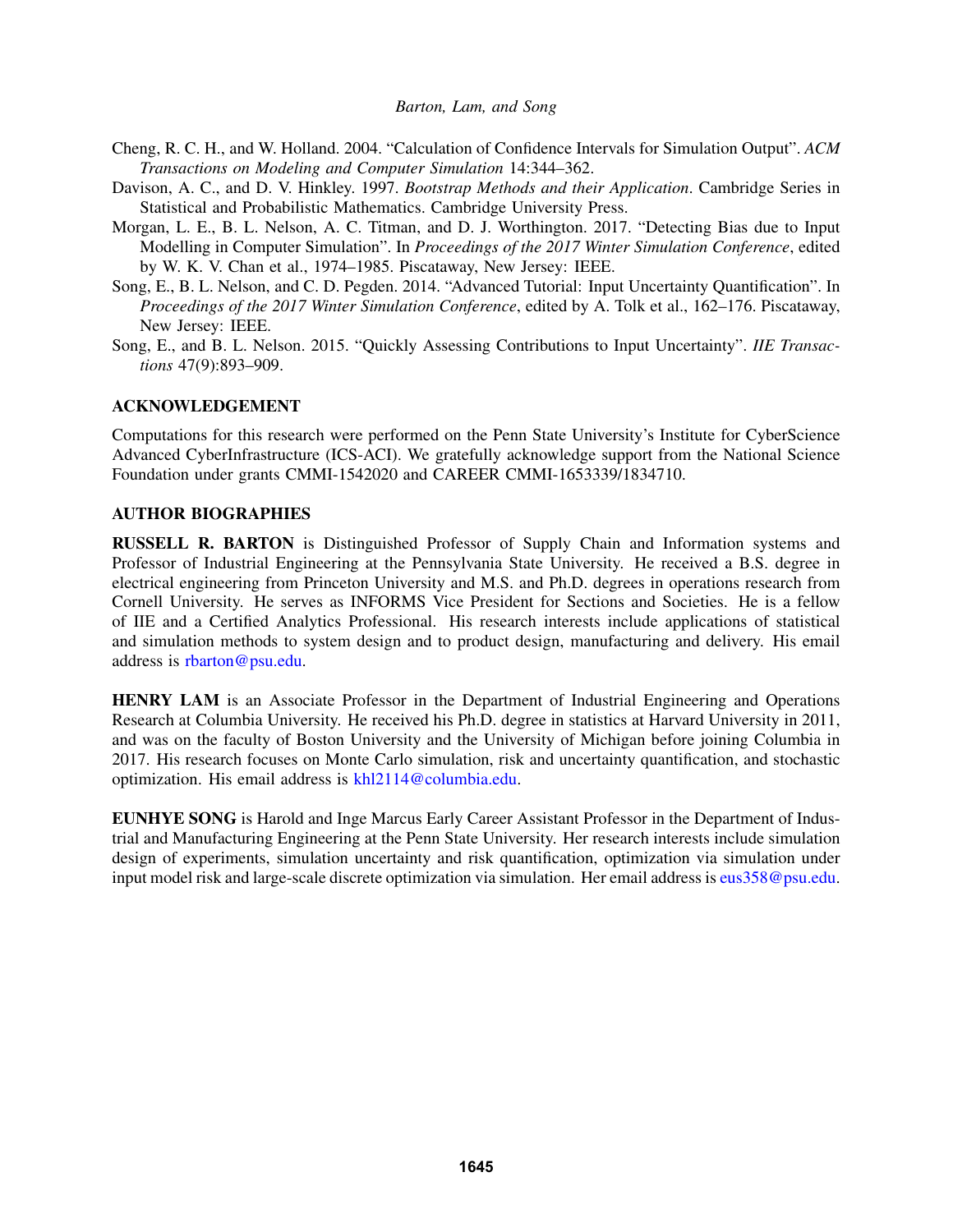Cheng, R. C. H., and W. Holland. 2004. "Calculation of Confidence Intervals for Simulation Output". *ACM Transactions on Modeling and Computer Simulation* 14:344–362.

Davison, A. C., and D. V. Hinkley. 1997. *Bootstrap Methods and their Application*. Cambridge Series in Statistical and Probabilistic Mathematics. Cambridge University Press.

Morgan, L. E., B. L. Nelson, A. C. Titman, and D. J. Worthington. 2017. "Detecting Bias due to Input Modelling in Computer Simulation". In *Proceedings of the 2017 Winter Simulation Conference*, edited by W. K. V. Chan et al., 1974–1985. Piscataway, New Jersey: IEEE.

Song, E., B. L. Nelson, and C. D. Pegden. 2014. "Advanced Tutorial: Input Uncertainty Quantification". In *Proceedings of the 2017 Winter Simulation Conference*, edited by A. Tolk et al., 162–176. Piscataway, New Jersey: IEEE.

Song, E., and B. L. Nelson. 2015. "Quickly Assessing Contributions to Input Uncertainty". *IIE Transactions* 47(9):893–909.

## ACKNOWLEDGEMENT

Computations for this research were performed on the Penn State University's Institute for CyberScience Advanced CyberInfrastructure (ICS-ACI). We gratefully acknowledge support from the National Science Foundation under grants CMMI-1542020 and CAREER CMMI-1653339/1834710.

## AUTHOR BIOGRAPHIES

**RUSSELL R. BARTON** is Distinguished Professor of Supply Chain and Information systems and Professor of Industrial Engineering at the Pennsylvania State University. He received a B.S. degree in electrical engineering from Princeton University and M.S. and Ph.D. degrees in operations research from Cornell University. He serves as INFORMS Vice President for Sections and Societies. He is a fellow of IIE and a Certified Analytics Professional. His research interests include applications of statistical and simulation methods to system design and to product design, manufacturing and delivery. His email address is rbarton@psu.edu.

**HENRY LAM** is an Associate Professor in the Department of Industrial Engineering and Operations Research at Columbia University. He received his Ph.D. degree in statistics at Harvard University in 2011, and was on the faculty of Boston University and the University of Michigan before joining Columbia in 2017. His research focuses on Monte Carlo simulation, risk and uncertainty quantification, and stochastic optimization. His email address is khl2114@columbia.edu.

**EUNHYE SONG** is Harold and Inge Marcus Early Career Assistant Professor in the Department of Industrial and Manufacturing Engineering at the Penn State University. Her research interests include simulation design of experiments, simulation uncertainty and risk quantification, optimization via simulation under input model risk and large-scale discrete optimization via simulation. Her email address is eus358@psu.edu.